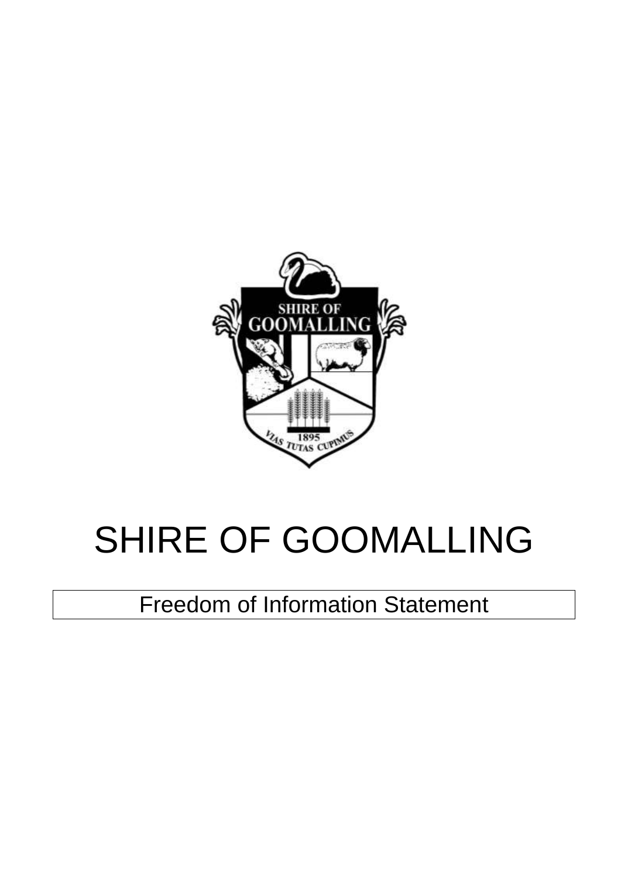# SHIRE OF GOOMALLING

Freedom of Information Statement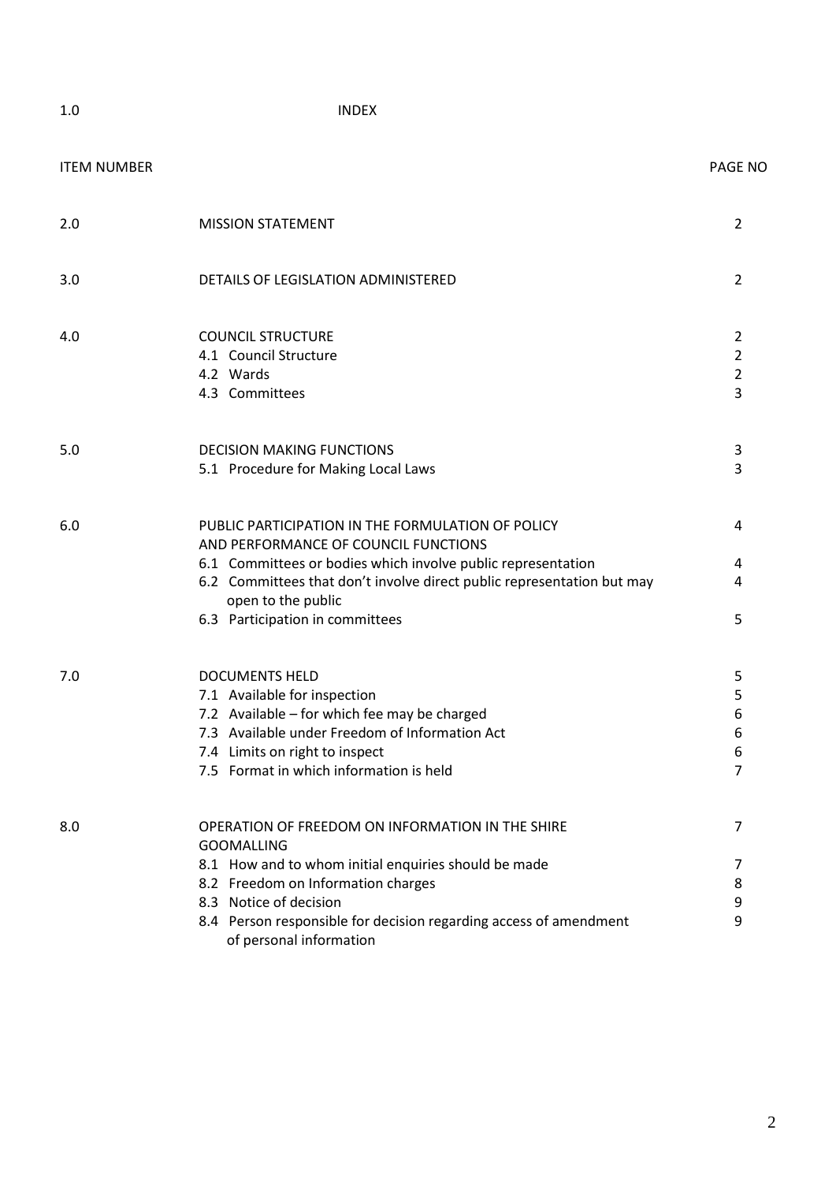# 1.0 INDEX

| ITEM NUMBER | | PAGE NO |
|---|---|---|
| 2.0 | MISSION STATEMENT | 2 |
| 3.0 | DETAILS OF LEGISLATION ADMINISTERED | 2 |
| 4.0 | COUNCIL STRUCTURE | 2 |
| | 4.1 Council Structure | 2 |
| | 4.2 Wards | 2 |
| | 4.3 Committees | 3 |
| 5.0 | DECISION MAKING FUNCTIONS | 3 |
| | 5.1 Procedure for Making Local Laws | 3 |
| 6.0 | PUBLIC PARTICIPATION IN THE FORMULATION OF POLICY AND PERFORMANCE OF COUNCIL FUNCTIONS | 4 |
| | 6.1 Committees or bodies which involve public representation | 4 |
| | 6.2 Committees that don't involve direct public representation but may open to the public | 4 |
| | 6.3 Participation in committees | 5 |
| 7.0 | DOCUMENTS HELD | 5 |
| | 7.1 Available for inspection | 5 |
| | 7.2 Available – for which fee may be charged | 6 |
| | 7.3 Available under Freedom of Information Act | 6 |
| | 7.4 Limits on right to inspect | 6 |
| | 7.5 Format in which information is held | 7 |
| 8.0 | OPERATION OF FREEDOM ON INFORMATION IN THE SHIRE GOOMALLING | 7 |
| | 8.1 How and to whom initial enquiries should be made | 7 |
| | 8.2 Freedom on Information charges | 8 |
| | 8.3 Notice of decision | 9 |
| | 8.4 Person responsible for decision regarding access of amendment of personal information | 9 |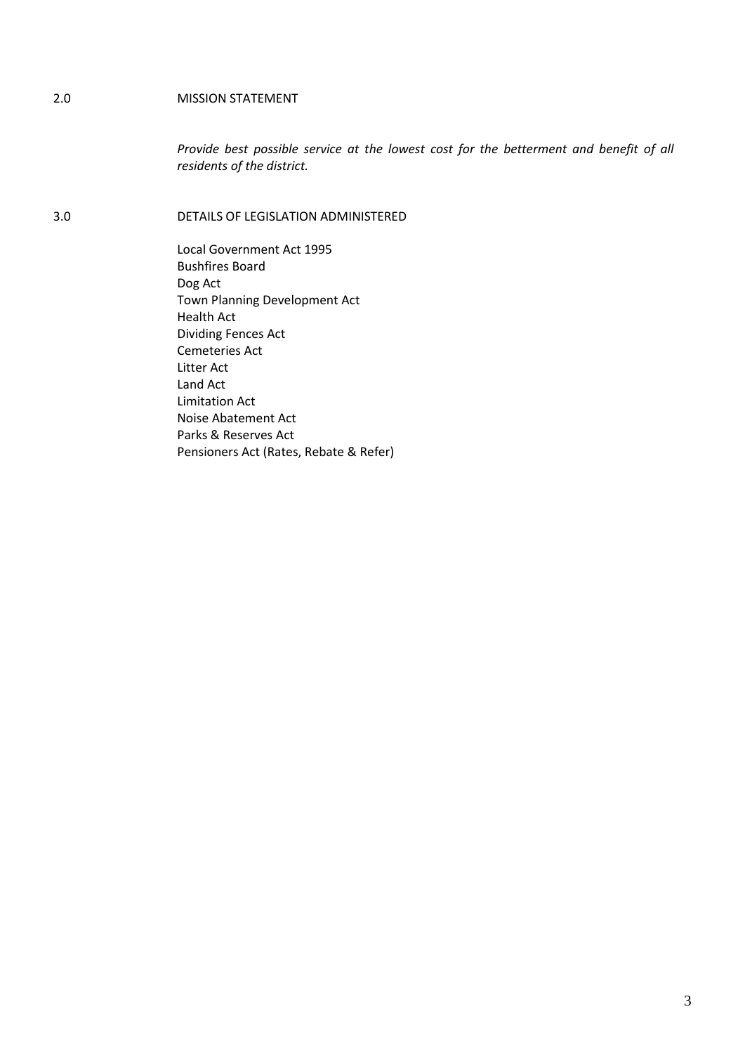## 2.0 MISSION STATEMENT

*Provide best possible service at the lowest cost for the betterment and benefit of all residents of the district.*

## 3.0 DETAILS OF LEGISLATION ADMINISTERED

Local Government Act 1995
Bushfires Board
Dog Act
Town Planning Development Act
Health Act
Dividing Fences Act
Cemeteries Act
Litter Act
Land Act
Limitation Act
Noise Abatement Act
Parks & Reserves Act
Pensioners Act (Rates, Rebate & Refer)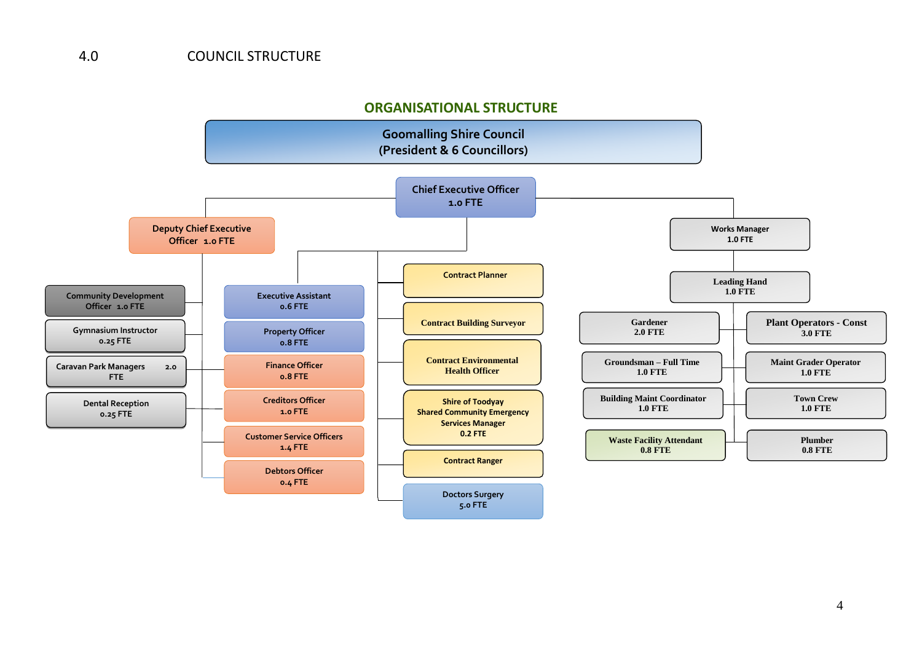# 4.0 COUNCIL STRUCTURE

## ORGANISATIONAL STRUCTURE

**Goomalling Shire Council**
**(President & 6 Councillors)**

**Chief Executive Officer** 1.0 FTE

- **Deputy Chief Executive Officer** 1.0 FTE
  - Community Development Officer 1.0 FTE
  - Gymnasium Instructor 0.25 FTE
  - Caravan Park Managers 2.0 FTE
  - Dental Reception 0.25 FTE
  - Finance Officer 0.8 FTE
  - Creditors Officer 1.0 FTE
  - Customer Service Officers 1.4 FTE
  - Debtors Officer 0.4 FTE
- Executive Assistant 0.6 FTE
- Property Officer 0.8 FTE
- Contract Planner
- Contract Building Surveyor
- Contract Environmental Health Officer
- Shire of Toodyay Shared Community Emergency Services Manager 0.2 FTE
- Contract Ranger
- Doctors Surgery 5.0 FTE
- **Works Manager** 1.0 FTE
  - Leading Hand 1.0 FTE
    - Gardener 2.0 FTE
    - Groundsman – Full Time 1.0 FTE
    - Building Maint Coordinator 1.0 FTE
    - Waste Facility Attendant 0.8 FTE
    - Plant Operators - Const 3.0 FTE
    - Maint Grader Operator 1.0 FTE
    - Town Crew 1.0 FTE
    - Plumber 0.8 FTE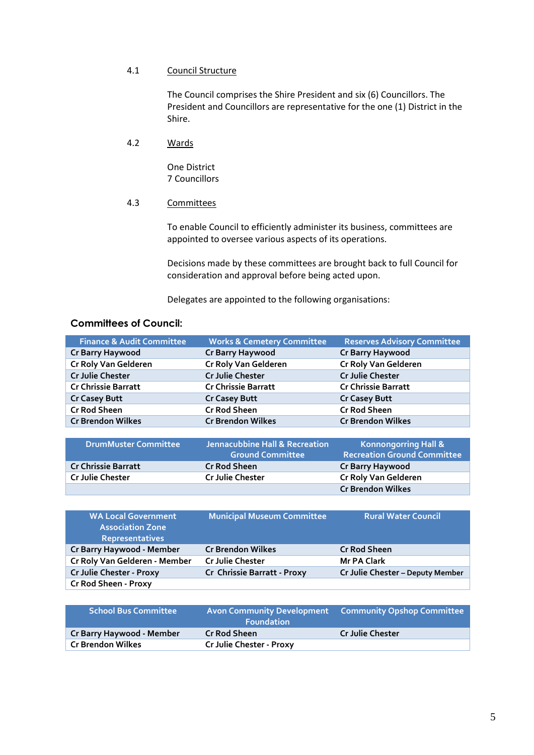4.1 Council Structure

The Council comprises the Shire President and six (6) Councillors. The President and Councillors are representative for the one (1) District in the Shire.

4.2 Wards

One District
7 Councillors

4.3 Committees

To enable Council to efficiently administer its business, committees are appointed to oversee various aspects of its operations.

Decisions made by these committees are brought back to full Council for consideration and approval before being acted upon.

Delegates are appointed to the following organisations:

### Committees of Council:

| Finance & Audit Committee | Works & Cemetery Committee | Reserves Advisory Committee |
|---|---|---|
| Cr Barry Haywood | Cr Barry Haywood | Cr Barry Haywood |
| Cr Roly Van Gelderen | Cr Roly Van Gelderen | Cr Roly Van Gelderen |
| Cr Julie Chester | Cr Julie Chester | Cr Julie Chester |
| Cr Chrissie Barratt | Cr Chrissie Barratt | Cr Chrissie Barratt |
| Cr Casey Butt | Cr Casey Butt | Cr Casey Butt |
| Cr Rod Sheen | Cr Rod Sheen | Cr Rod Sheen |
| Cr Brendon Wilkes | Cr Brendon Wilkes | Cr Brendon Wilkes |

| DrumMuster Committee | Jennacubbine Hall & Recreation Ground Committee | Konnongorring Hall & Recreation Ground Committee |
|---|---|---|
| Cr Chrissie Barratt | Cr Rod Sheen | Cr Barry Haywood |
| Cr Julie Chester | Cr Julie Chester | Cr Roly Van Gelderen |
| | | Cr Brendon Wilkes |

| WA Local Government Association Zone Representatives | Municipal Museum Committee | Rural Water Council |
|---|---|---|
| Cr Barry Haywood - Member | Cr Brendon Wilkes | Cr Rod Sheen |
| Cr Roly Van Gelderen - Member | Cr Julie Chester | Mr PA Clark |
| Cr Julie Chester - Proxy | Cr Chrissie Barratt - Proxy | Cr Julie Chester – Deputy Member |
| Cr Rod Sheen - Proxy | | |

| School Bus Committee | Avon Community Development Foundation | Community Opshop Committee |
|---|---|---|
| Cr Barry Haywood - Member | Cr Rod Sheen | Cr Julie Chester |
| Cr Brendon Wilkes | Cr Julie Chester - Proxy | |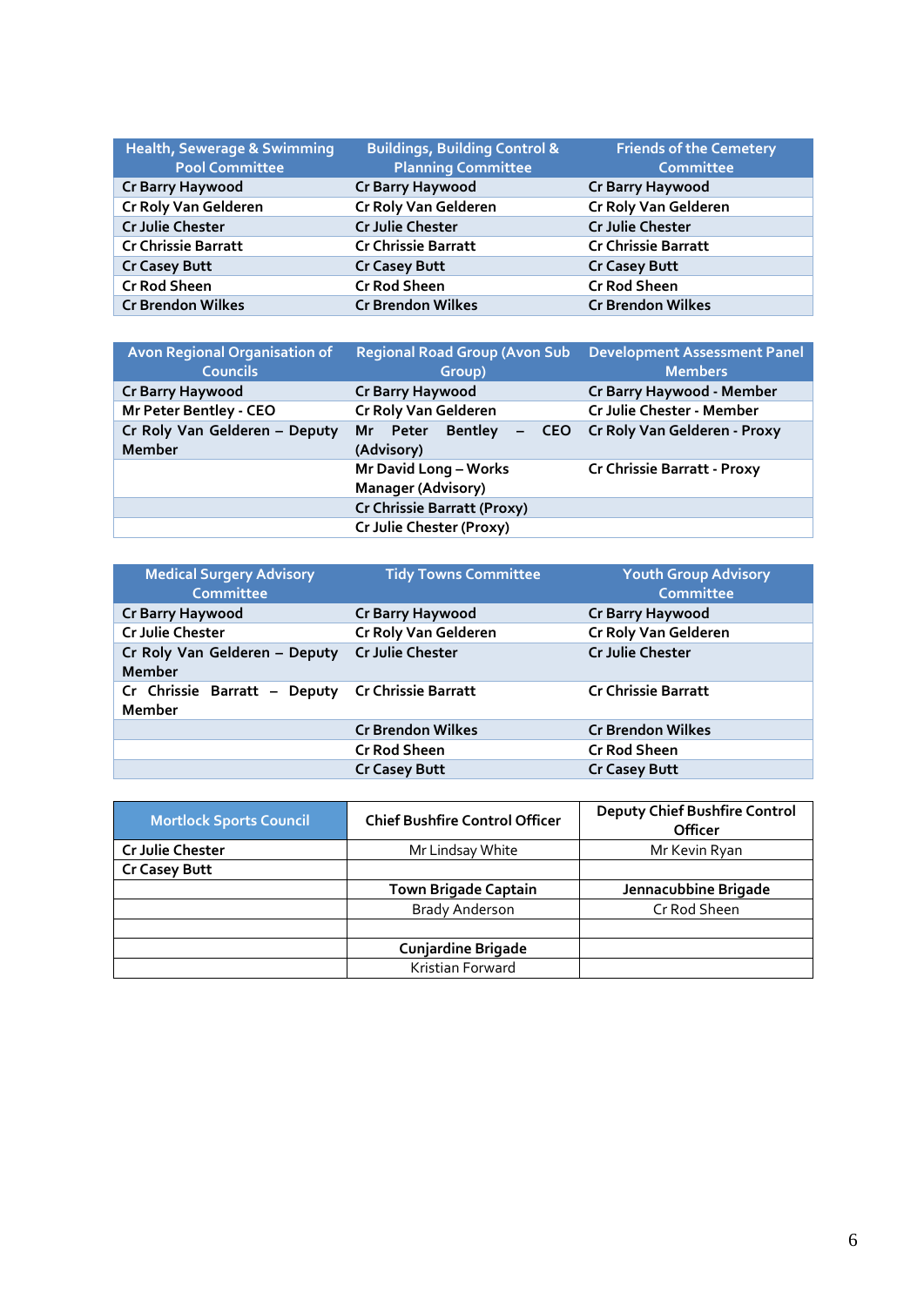| Health, Sewerage & Swimming Pool Committee | Buildings, Building Control & Planning Committee | Friends of the Cemetery Committee |
|---|---|---|
| Cr Barry Haywood | Cr Barry Haywood | Cr Barry Haywood |
| Cr Roly Van Gelderen | Cr Roly Van Gelderen | Cr Roly Van Gelderen |
| Cr Julie Chester | Cr Julie Chester | Cr Julie Chester |
| Cr Chrissie Barratt | Cr Chrissie Barratt | Cr Chrissie Barratt |
| Cr Casey Butt | Cr Casey Butt | Cr Casey Butt |
| Cr Rod Sheen | Cr Rod Sheen | Cr Rod Sheen |
| Cr Brendon Wilkes | Cr Brendon Wilkes | Cr Brendon Wilkes |

| Avon Regional Organisation of Councils | Regional Road Group (Avon Sub Group) | Development Assessment Panel Members |
|---|---|---|
| Cr Barry Haywood | Cr Barry Haywood | Cr Barry Haywood - Member |
| Mr Peter Bentley - CEO | Cr Roly Van Gelderen | Cr Julie Chester - Member |
| Cr Roly Van Gelderen – Deputy Member | Mr Peter Bentley – CEO (Advisory) | Cr Roly Van Gelderen - Proxy |
| | Mr David Long – Works Manager (Advisory) | Cr Chrissie Barratt - Proxy |
| | Cr Chrissie Barratt (Proxy) | |
| | Cr Julie Chester (Proxy) | |

| Medical Surgery Advisory Committee | Tidy Towns Committee | Youth Group Advisory Committee |
|---|---|---|
| Cr Barry Haywood | Cr Barry Haywood | Cr Barry Haywood |
| Cr Julie Chester | Cr Roly Van Gelderen | Cr Roly Van Gelderen |
| Cr Roly Van Gelderen – Deputy Member | Cr Julie Chester | Cr Julie Chester |
| Cr Chrissie Barratt – Deputy Member | Cr Chrissie Barratt | Cr Chrissie Barratt |
| | Cr Brendon Wilkes | Cr Brendon Wilkes |
| | Cr Rod Sheen | Cr Rod Sheen |
| | Cr Casey Butt | Cr Casey Butt |

| Mortlock Sports Council | Chief Bushfire Control Officer | Deputy Chief Bushfire Control Officer |
|---|---|---|
| Cr Julie Chester | Mr Lindsay White | Mr Kevin Ryan |
| Cr Casey Butt | | |
| | **Town Brigade Captain** | **Jennacubbine Brigade** |
| | Brady Anderson | Cr Rod Sheen |
| | | |
| | **Cunjardine Brigade** | |
| | Kristian Forward | |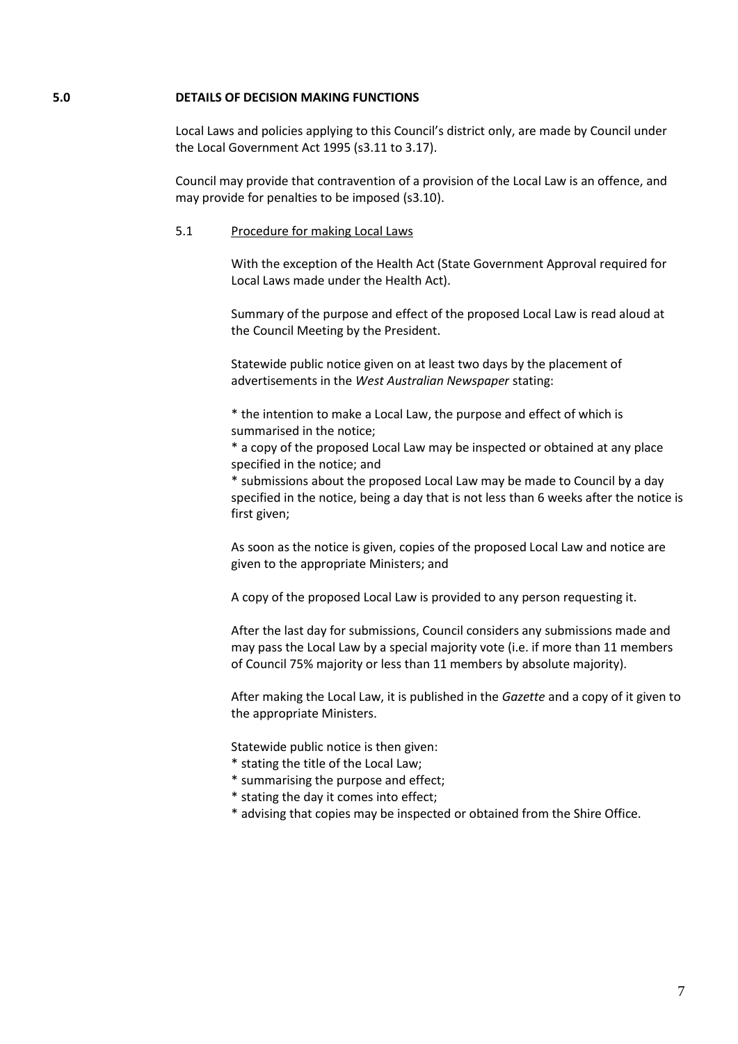## 5.0 DETAILS OF DECISION MAKING FUNCTIONS

Local Laws and policies applying to this Council's district only, are made by Council under the Local Government Act 1995 (s3.11 to 3.17).

Council may provide that contravention of a provision of the Local Law is an offence, and may provide for penalties to be imposed (s3.10).

### 5.1 Procedure for making Local Laws

With the exception of the Health Act (State Government Approval required for Local Laws made under the Health Act).

Summary of the purpose and effect of the proposed Local Law is read aloud at the Council Meeting by the President.

Statewide public notice given on at least two days by the placement of advertisements in the *West Australian Newspaper* stating:

* the intention to make a Local Law, the purpose and effect of which is summarised in the notice;
* a copy of the proposed Local Law may be inspected or obtained at any place specified in the notice; and
* submissions about the proposed Local Law may be made to Council by a day specified in the notice, being a day that is not less than 6 weeks after the notice is first given;

As soon as the notice is given, copies of the proposed Local Law and notice are given to the appropriate Ministers; and

A copy of the proposed Local Law is provided to any person requesting it.

After the last day for submissions, Council considers any submissions made and may pass the Local Law by a special majority vote (i.e. if more than 11 members of Council 75% majority or less than 11 members by absolute majority).

After making the Local Law, it is published in the *Gazette* and a copy of it given to the appropriate Ministers.

Statewide public notice is then given:

* stating the title of the Local Law;
* summarising the purpose and effect;
* stating the day it comes into effect;
* advising that copies may be inspected or obtained from the Shire Office.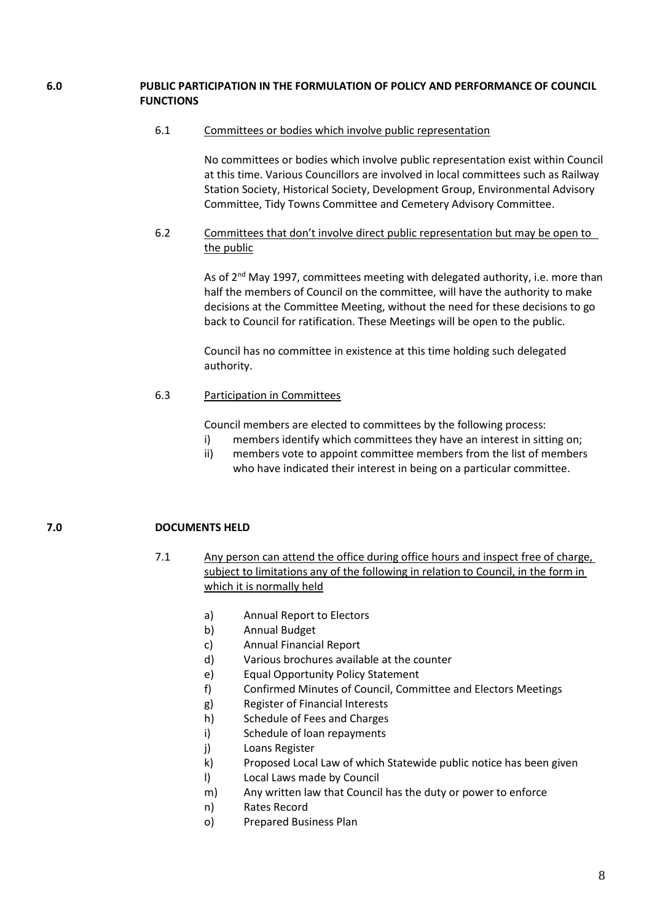## 6.0 PUBLIC PARTICIPATION IN THE FORMULATION OF POLICY AND PERFORMANCE OF COUNCIL FUNCTIONS

### 6.1 Committees or bodies which involve public representation

No committees or bodies which involve public representation exist within Council at this time. Various Councillors are involved in local committees such as Railway Station Society, Historical Society, Development Group, Environmental Advisory Committee, Tidy Towns Committee and Cemetery Advisory Committee.

### 6.2 Committees that don't involve direct public representation but may be open to the public

As of 2nd May 1997, committees meeting with delegated authority, i.e. more than half the members of Council on the committee, will have the authority to make decisions at the Committee Meeting, without the need for these decisions to go back to Council for ratification. These Meetings will be open to the public.

Council has no committee in existence at this time holding such delegated authority.

### 6.3 Participation in Committees

Council members are elected to committees by the following process:

i) members identify which committees they have an interest in sitting on;
ii) members vote to appoint committee members from the list of members who have indicated their interest in being on a particular committee.

## 7.0 DOCUMENTS HELD

### 7.1 Any person can attend the office during office hours and inspect free of charge, subject to limitations any of the following in relation to Council, in the form in which it is normally held

a) Annual Report to Electors
b) Annual Budget
c) Annual Financial Report
d) Various brochures available at the counter
e) Equal Opportunity Policy Statement
f) Confirmed Minutes of Council, Committee and Electors Meetings
g) Register of Financial Interests
h) Schedule of Fees and Charges
i) Schedule of loan repayments
j) Loans Register
k) Proposed Local Law of which Statewide public notice has been given
l) Local Laws made by Council
m) Any written law that Council has the duty or power to enforce
n) Rates Record
o) Prepared Business Plan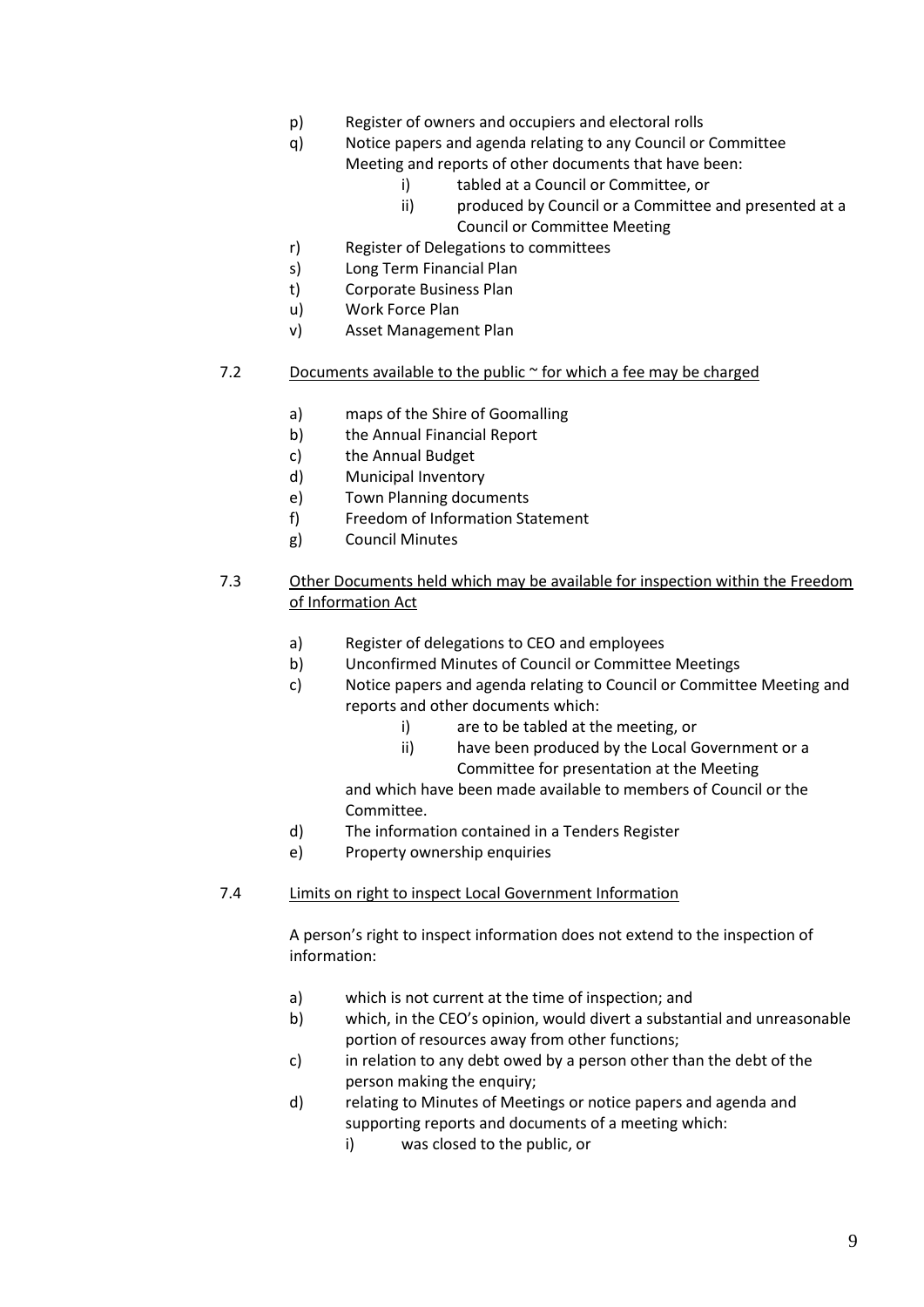p) Register of owners and occupiers and electoral rolls

q) Notice papers and agenda relating to any Council or Committee Meeting and reports of other documents that have been:

   i) tabled at a Council or Committee, or

   ii) produced by Council or a Committee and presented at a Council or Committee Meeting

r) Register of Delegations to committees

s) Long Term Financial Plan

t) Corporate Business Plan

u) Work Force Plan

v) Asset Management Plan

7.2 <u>Documents available to the public ~ for which a fee may be charged</u>

a) maps of the Shire of Goomalling

b) the Annual Financial Report

c) the Annual Budget

d) Municipal Inventory

e) Town Planning documents

f) Freedom of Information Statement

g) Council Minutes

7.3 <u>Other Documents held which may be available for inspection within the Freedom of Information Act</u>

a) Register of delegations to CEO and employees

b) Unconfirmed Minutes of Council or Committee Meetings

c) Notice papers and agenda relating to Council or Committee Meeting and reports and other documents which:

   i) are to be tabled at the meeting, or

   ii) have been produced by the Local Government or a Committee for presentation at the Meeting

   and which have been made available to members of Council or the Committee.

d) The information contained in a Tenders Register

e) Property ownership enquiries

7.4 <u>Limits on right to inspect Local Government Information</u>

A person's right to inspect information does not extend to the inspection of information:

a) which is not current at the time of inspection; and

b) which, in the CEO's opinion, would divert a substantial and unreasonable portion of resources away from other functions;

c) in relation to any debt owed by a person other than the debt of the person making the enquiry;

d) relating to Minutes of Meetings or notice papers and agenda and supporting reports and documents of a meeting which:

   i) was closed to the public, or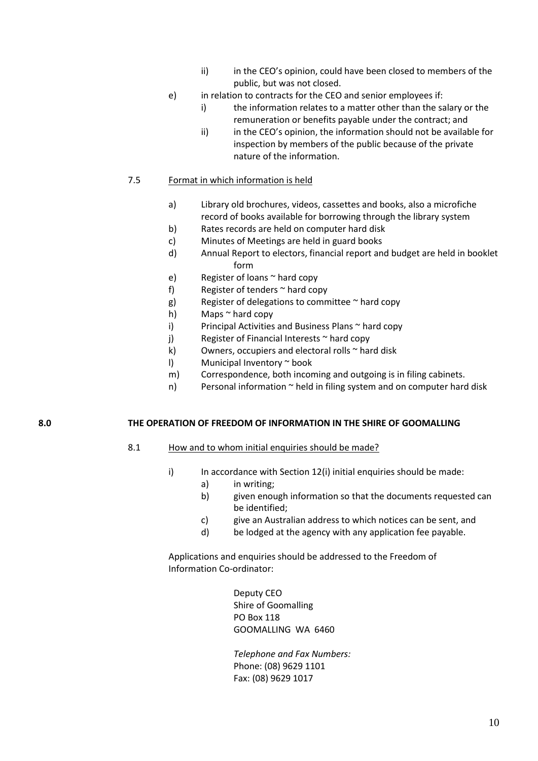ii) in the CEO's opinion, could have been closed to members of the public, but was not closed.

e) in relation to contracts for the CEO and senior employees if:

i) the information relates to a matter other than the salary or the remuneration or benefits payable under the contract; and

ii) in the CEO's opinion, the information should not be available for inspection by members of the public because of the private nature of the information.

7.5 Format in which information is held

a) Library old brochures, videos, cassettes and books, also a microfiche record of books available for borrowing through the library system
b) Rates records are held on computer hard disk
c) Minutes of Meetings are held in guard books
d) Annual Report to electors, financial report and budget are held in booklet form
e) Register of loans ~ hard copy
f) Register of tenders ~ hard copy
g) Register of delegations to committee ~ hard copy
h) Maps ~ hard copy
i) Principal Activities and Business Plans ~ hard copy
j) Register of Financial Interests ~ hard copy
k) Owners, occupiers and electoral rolls ~ hard disk
l) Municipal Inventory ~ book
m) Correspondence, both incoming and outgoing is in filing cabinets.
n) Personal information ~ held in filing system and on computer hard disk

## 8.0 THE OPERATION OF FREEDOM OF INFORMATION IN THE SHIRE OF GOOMALLING

8.1 How and to whom initial enquiries should be made?

i) In accordance with Section 12(i) initial enquiries should be made:

a) in writing;
b) given enough information so that the documents requested can be identified;
c) give an Australian address to which notices can be sent, and
d) be lodged at the agency with any application fee payable.

Applications and enquiries should be addressed to the Freedom of Information Co-ordinator:

Deputy CEO
Shire of Goomalling
PO Box 118
GOOMALLING WA 6460

*Telephone and Fax Numbers:*
Phone: (08) 9629 1101
Fax: (08) 9629 1017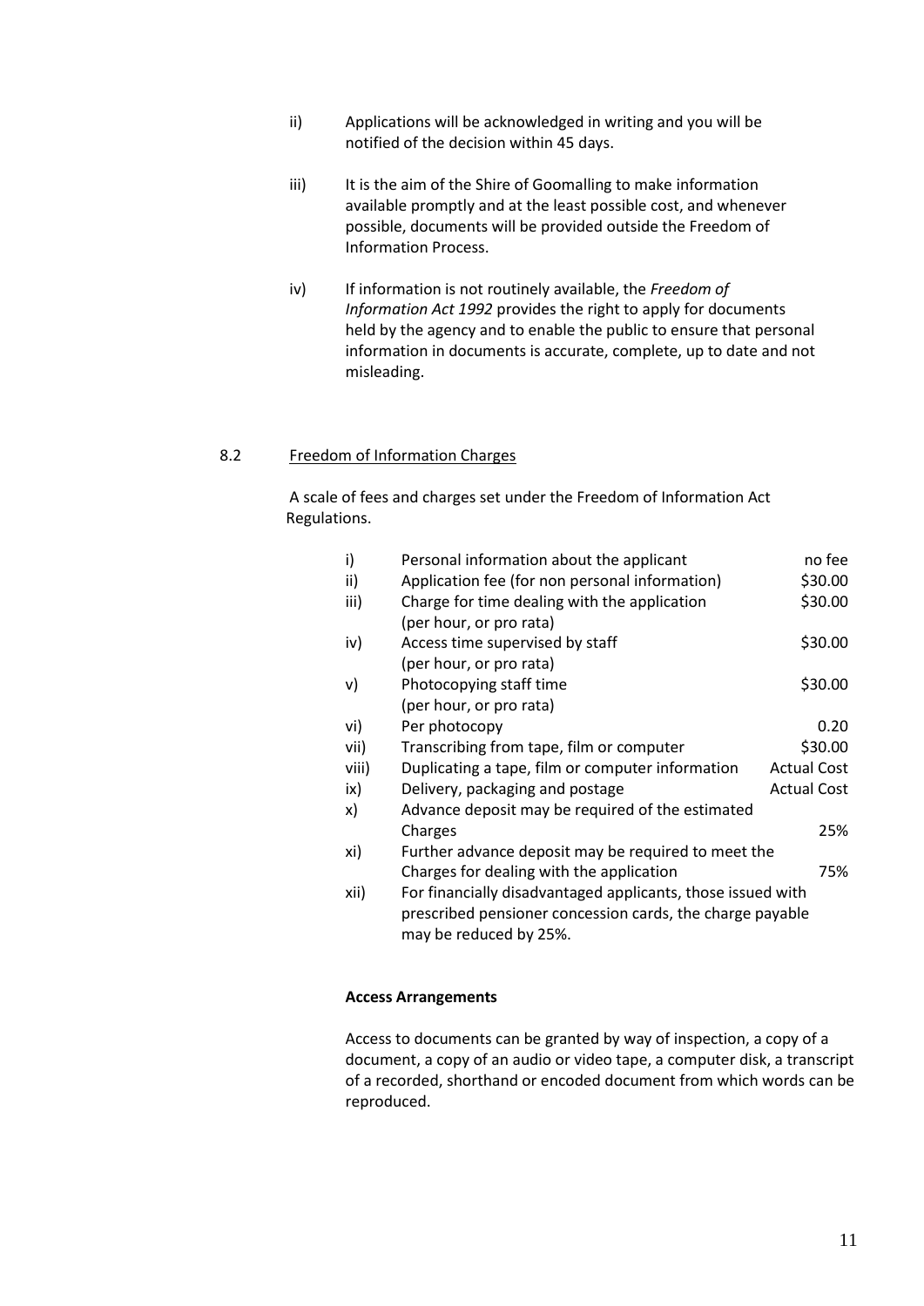ii) Applications will be acknowledged in writing and you will be notified of the decision within 45 days.

iii) It is the aim of the Shire of Goomalling to make information available promptly and at the least possible cost, and whenever possible, documents will be provided outside the Freedom of Information Process.

iv) If information is not routinely available, the *Freedom of Information Act 1992* provides the right to apply for documents held by the agency and to enable the public to ensure that personal information in documents is accurate, complete, up to date and not misleading.

## 8.2 Freedom of Information Charges

A scale of fees and charges set under the Freedom of Information Act Regulations.

| | | |
|---|---|---|
| i) | Personal information about the applicant | no fee |
| ii) | Application fee (for non personal information) | $30.00 |
| iii) | Charge for time dealing with the application (per hour, or pro rata) | $30.00 |
| iv) | Access time supervised by staff (per hour, or pro rata) | $30.00 |
| v) | Photocopying staff time (per hour, or pro rata) | $30.00 |
| vi) | Per photocopy | 0.20 |
| vii) | Transcribing from tape, film or computer | $30.00 |
| viii) | Duplicating a tape, film or computer information | Actual Cost |
| ix) | Delivery, packaging and postage | Actual Cost |
| x) | Advance deposit may be required of the estimated Charges | 25% |
| xi) | Further advance deposit may be required to meet the Charges for dealing with the application | 75% |
| xii) | For financially disadvantaged applicants, those issued with prescribed pensioner concession cards, the charge payable may be reduced by 25%. | |

**Access Arrangements**

Access to documents can be granted by way of inspection, a copy of a document, a copy of an audio or video tape, a computer disk, a transcript of a recorded, shorthand or encoded document from which words can be reproduced.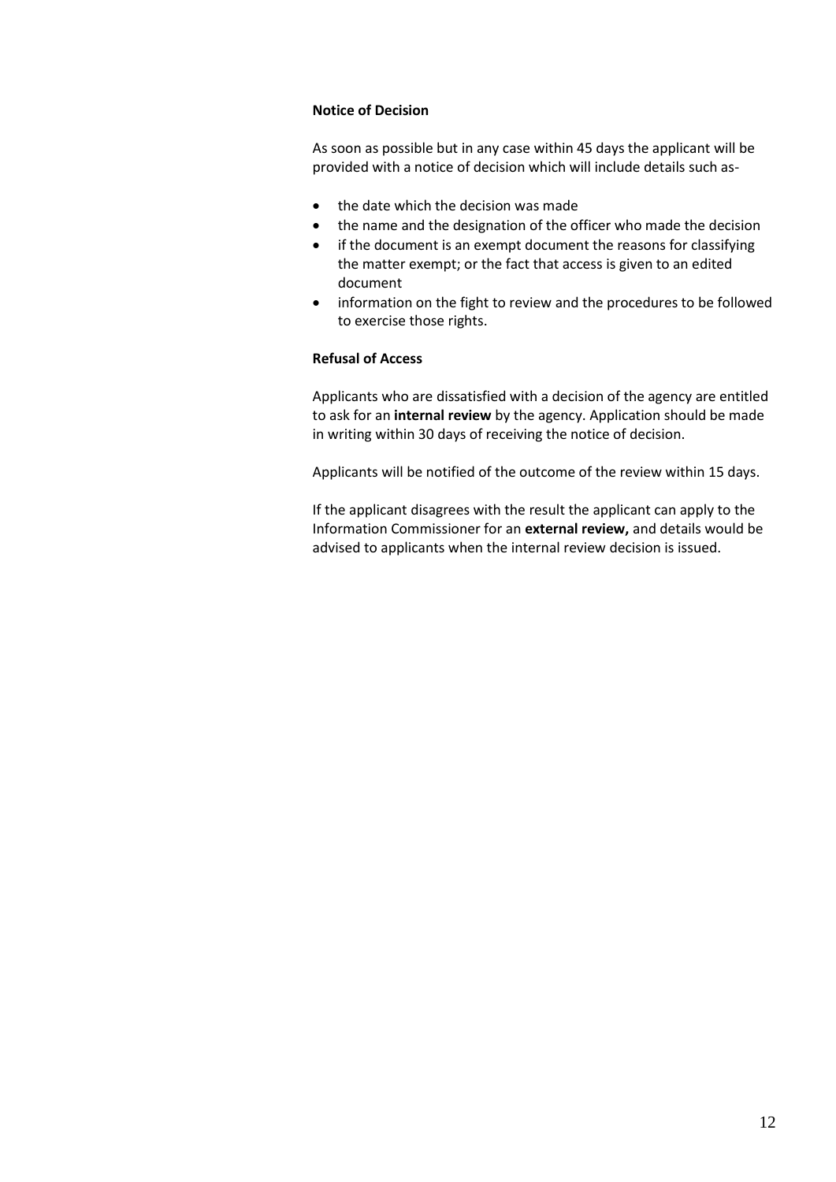**Notice of Decision**

As soon as possible but in any case within 45 days the applicant will be provided with a notice of decision which will include details such as-

- the date which the decision was made
- the name and the designation of the officer who made the decision
- if the document is an exempt document the reasons for classifying the matter exempt; or the fact that access is given to an edited document
- information on the fight to review and the procedures to be followed to exercise those rights.

**Refusal of Access**

Applicants who are dissatisfied with a decision of the agency are entitled to ask for an **internal review** by the agency. Application should be made in writing within 30 days of receiving the notice of decision.

Applicants will be notified of the outcome of the review within 15 days.

If the applicant disagrees with the result the applicant can apply to the Information Commissioner for an **external review,** and details would be advised to applicants when the internal review decision is issued.